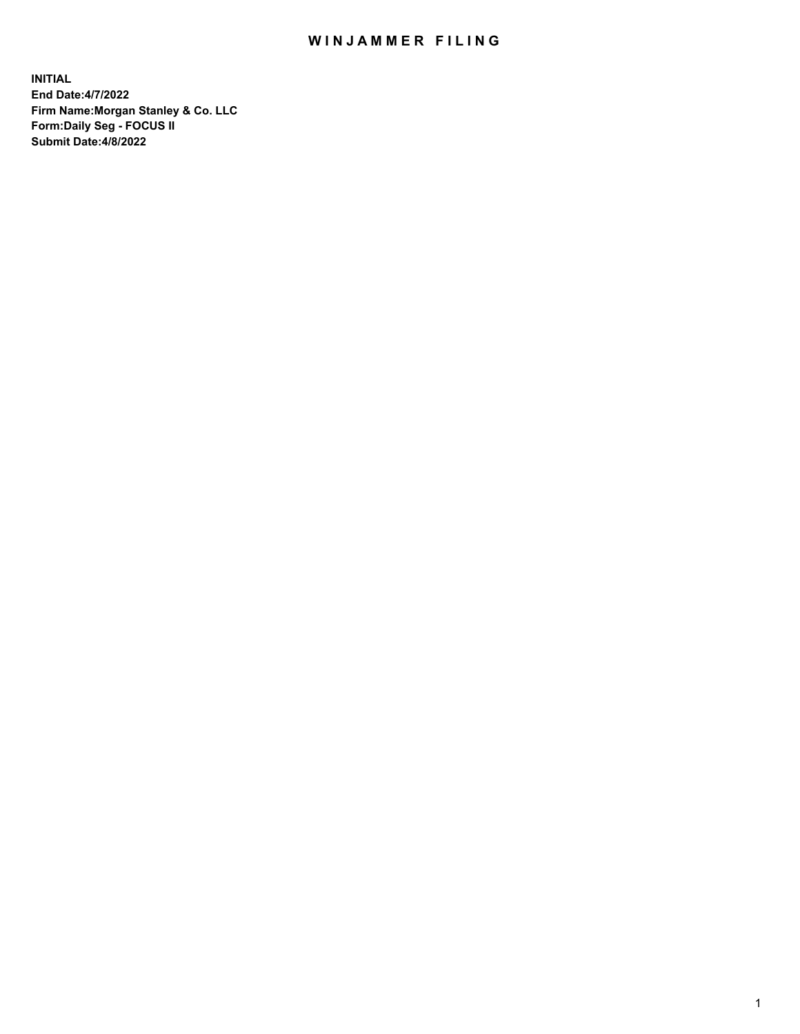# WINJAMMER FILING

**INITIAL**
**End Date:4/7/2022**
**Firm Name:Morgan Stanley & Co. LLC**
**Form:Daily Seg - FOCUS II**
**Submit Date:4/8/2022**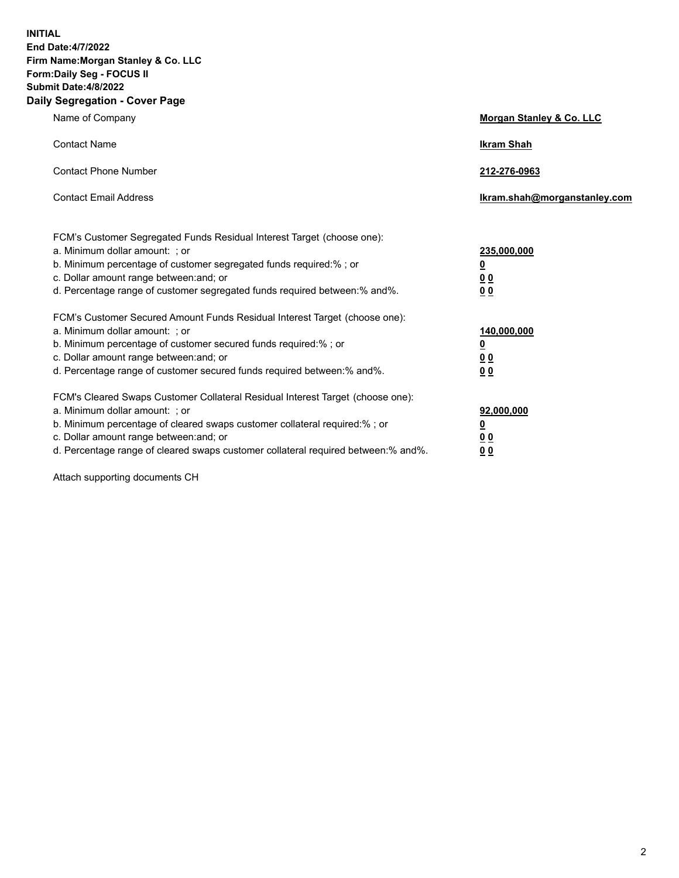**INITIAL**
**End Date:4/7/2022**
**Firm Name:Morgan Stanley & Co. LLC**
**Form:Daily Seg - FOCUS II**
**Submit Date:4/8/2022**

## Daily Segregation - Cover Page

| | |
|---|---|
| Name of Company | **Morgan Stanley & Co. LLC** |
| Contact Name | **Ikram Shah** |
| Contact Phone Number | **212-276-0963** |
| Contact Email Address | **Ikram.shah@morganstanley.com** |

| | |
|---|---|
| FCM's Customer Segregated Funds Residual Interest Target (choose one): | |
| a. Minimum dollar amount: ; or | **235,000,000** |
| b. Minimum percentage of customer segregated funds required:% ; or | **0** |
| c. Dollar amount range between:and; or | **0 0** |
| d. Percentage range of customer segregated funds required between:% and%. | **0 0** |
| FCM's Customer Secured Amount Funds Residual Interest Target (choose one): | |
| a. Minimum dollar amount: ; or | **140,000,000** |
| b. Minimum percentage of customer secured funds required:% ; or | **0** |
| c. Dollar amount range between:and; or | **0 0** |
| d. Percentage range of customer secured funds required between:% and%. | **0 0** |
| FCM's Cleared Swaps Customer Collateral Residual Interest Target (choose one): | |
| a. Minimum dollar amount: ; or | **92,000,000** |
| b. Minimum percentage of cleared swaps customer collateral required:% ; or | **0** |
| c. Dollar amount range between:and; or | **0 0** |
| d. Percentage range of cleared swaps customer collateral required between:% and%. | **0 0** |

Attach supporting documents CH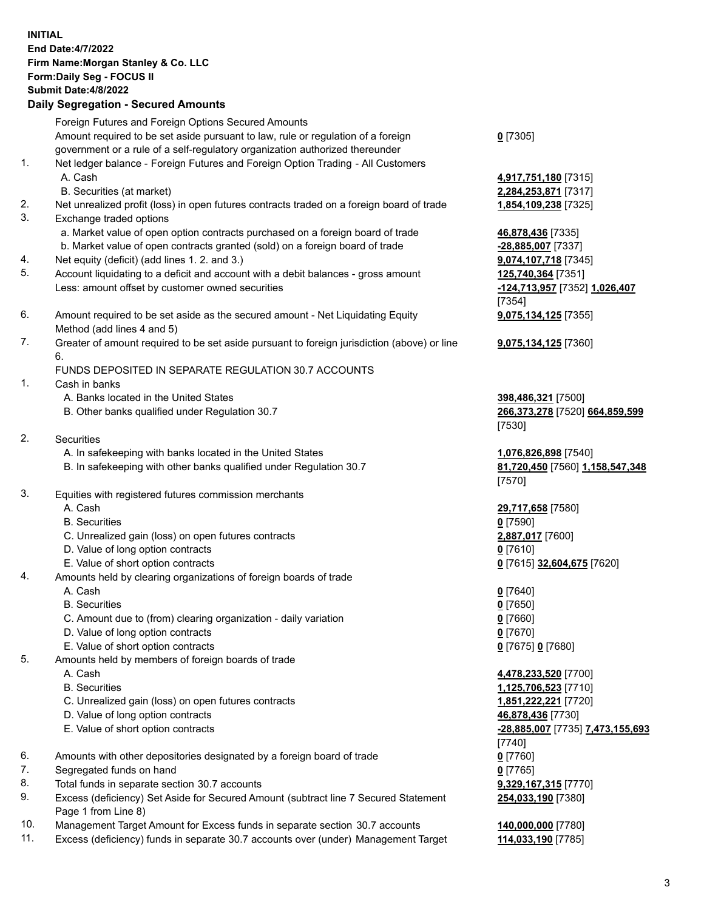**INITIAL**
**End Date:4/7/2022**
**Firm Name:Morgan Stanley & Co. LLC**
**Form:Daily Seg - FOCUS II**
**Submit Date:4/8/2022**

**Daily Segregation - Secured Amounts**

| | | |
|---|---|---|
| | Foreign Futures and Foreign Options Secured Amounts | |
| | Amount required to be set aside pursuant to law, rule or regulation of a foreign government or a rule of a self-regulatory organization authorized thereunder | **0** [7305] |
| 1. | Net ledger balance - Foreign Futures and Foreign Option Trading - All Customers | |
| | A. Cash | **4,917,751,180** [7315] |
| | B. Securities (at market) | **2,284,253,871** [7317] |
| 2. | Net unrealized profit (loss) in open futures contracts traded on a foreign board of trade | **1,854,109,238** [7325] |
| 3. | Exchange traded options | |
| | a. Market value of open option contracts purchased on a foreign board of trade | **46,878,436** [7335] |
| | b. Market value of open contracts granted (sold) on a foreign board of trade | **-28,885,007** [7337] |
| 4. | Net equity (deficit) (add lines 1. 2. and 3.) | **9,074,107,718** [7345] |
| 5. | Account liquidating to a deficit and account with a debit balances - gross amount | **125,740,364** [7351] |
| | Less: amount offset by customer owned securities | **-124,713,957** [7352] **1,026,407** [7354] |
| 6. | Amount required to be set aside as the secured amount - Net Liquidating Equity Method (add lines 4 and 5) | **9,075,134,125** [7355] |
| 7. | Greater of amount required to be set aside pursuant to foreign jurisdiction (above) or line 6. | **9,075,134,125** [7360] |
| | FUNDS DEPOSITED IN SEPARATE REGULATION 30.7 ACCOUNTS | |
| 1. | Cash in banks | |
| | A. Banks located in the United States | **398,486,321** [7500] |
| | B. Other banks qualified under Regulation 30.7 | **266,373,278** [7520] **664,859,599** [7530] |
| 2. | Securities | |
| | A. In safekeeping with banks located in the United States | **1,076,826,898** [7540] |
| | B. In safekeeping with other banks qualified under Regulation 30.7 | **81,720,450** [7560] **1,158,547,348** [7570] |
| 3. | Equities with registered futures commission merchants | |
| | A. Cash | **29,717,658** [7580] |
| | B. Securities | **0** [7590] |
| | C. Unrealized gain (loss) on open futures contracts | **2,887,017** [7600] |
| | D. Value of long option contracts | **0** [7610] |
| | E. Value of short option contracts | **0** [7615] **32,604,675** [7620] |
| 4. | Amounts held by clearing organizations of foreign boards of trade | |
| | A. Cash | **0** [7640] |
| | B. Securities | **0** [7650] |
| | C. Amount due to (from) clearing organization - daily variation | **0** [7660] |
| | D. Value of long option contracts | **0** [7670] |
| | E. Value of short option contracts | **0** [7675] **0** [7680] |
| 5. | Amounts held by members of foreign boards of trade | |
| | A. Cash | **4,478,233,520** [7700] |
| | B. Securities | **1,125,706,523** [7710] |
| | C. Unrealized gain (loss) on open futures contracts | **1,851,222,221** [7720] |
| | D. Value of long option contracts | **46,878,436** [7730] |
| | E. Value of short option contracts | **-28,885,007** [7735] **7,473,155,693** [7740] |
| 6. | Amounts with other depositories designated by a foreign board of trade | **0** [7760] |
| 7. | Segregated funds on hand | **0** [7765] |
| 8. | Total funds in separate section 30.7 accounts | **9,329,167,315** [7770] |
| 9. | Excess (deficiency) Set Aside for Secured Amount (subtract line 7 Secured Statement Page 1 from Line 8) | **254,033,190** [7380] |
| 10. | Management Target Amount for Excess funds in separate section 30.7 accounts | **140,000,000** [7780] |
| 11. | Excess (deficiency) funds in separate 30.7 accounts over (under) Management Target | **114,033,190** [7785] |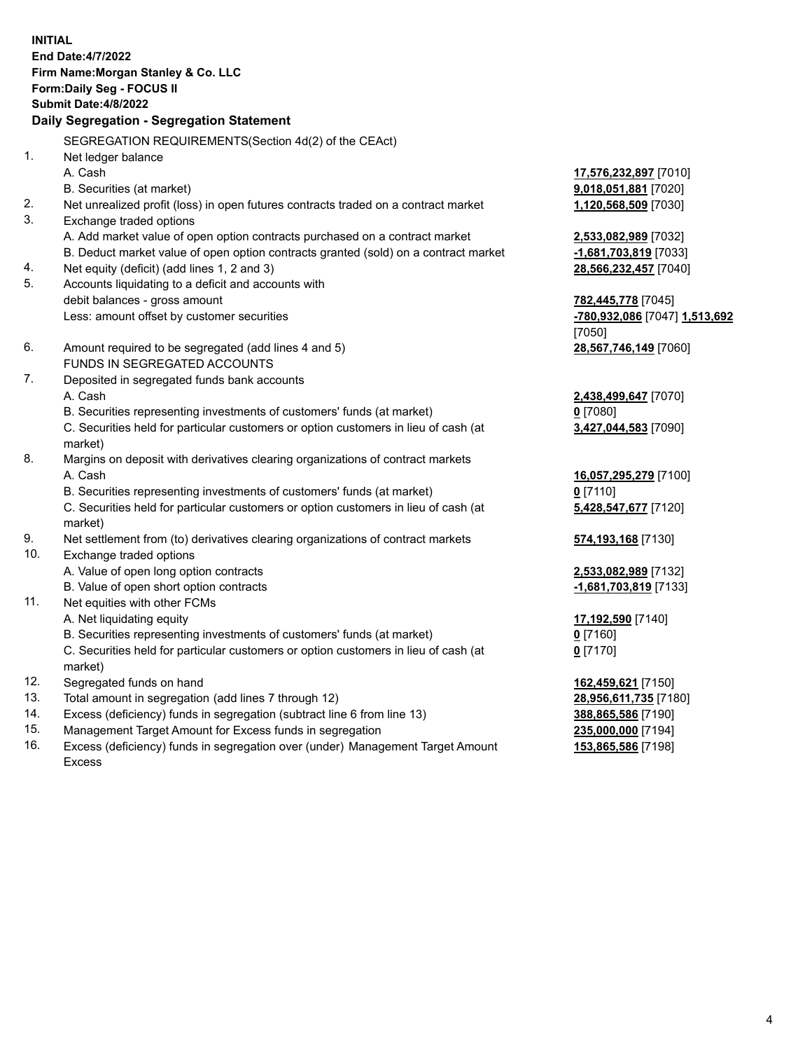**INITIAL**
**End Date:4/7/2022**
**Firm Name:Morgan Stanley & Co. LLC**
**Form:Daily Seg - FOCUS II**
**Submit Date:4/8/2022**

## Daily Segregation - Segregation Statement

| | | |
|---|---|---|
| | SEGREGATION REQUIREMENTS(Section 4d(2) of the CEAct) | |
| 1. | Net ledger balance | |
| | A. Cash | **17,576,232,897** [7010] |
| | B. Securities (at market) | **9,018,051,881** [7020] |
| 2. | Net unrealized profit (loss) in open futures contracts traded on a contract market | **1,120,568,509** [7030] |
| 3. | Exchange traded options | |
| | A. Add market value of open option contracts purchased on a contract market | **2,533,082,989** [7032] |
| | B. Deduct market value of open option contracts granted (sold) on a contract market | **-1,681,703,819** [7033] |
| 4. | Net equity (deficit) (add lines 1, 2 and 3) | **28,566,232,457** [7040] |
| 5. | Accounts liquidating to a deficit and accounts with | |
| | debit balances - gross amount | **782,445,778** [7045] |
| | Less: amount offset by customer securities | **-780,932,086** [7047] **1,513,692** [7050] |
| 6. | Amount required to be segregated (add lines 4 and 5) | **28,567,746,149** [7060] |
| | FUNDS IN SEGREGATED ACCOUNTS | |
| 7. | Deposited in segregated funds bank accounts | |
| | A. Cash | **2,438,499,647** [7070] |
| | B. Securities representing investments of customers' funds (at market) | **0** [7080] |
| | C. Securities held for particular customers or option customers in lieu of cash (at market) | **3,427,044,583** [7090] |
| 8. | Margins on deposit with derivatives clearing organizations of contract markets | |
| | A. Cash | **16,057,295,279** [7100] |
| | B. Securities representing investments of customers' funds (at market) | **0** [7110] |
| | C. Securities held for particular customers or option customers in lieu of cash (at market) | **5,428,547,677** [7120] |
| 9. | Net settlement from (to) derivatives clearing organizations of contract markets | **574,193,168** [7130] |
| 10. | Exchange traded options | |
| | A. Value of open long option contracts | **2,533,082,989** [7132] |
| | B. Value of open short option contracts | **-1,681,703,819** [7133] |
| 11. | Net equities with other FCMs | |
| | A. Net liquidating equity | **17,192,590** [7140] |
| | B. Securities representing investments of customers' funds (at market) | **0** [7160] |
| | C. Securities held for particular customers or option customers in lieu of cash (at market) | **0** [7170] |
| 12. | Segregated funds on hand | **162,459,621** [7150] |
| 13. | Total amount in segregation (add lines 7 through 12) | **28,956,611,735** [7180] |
| 14. | Excess (deficiency) funds in segregation (subtract line 6 from line 13) | **388,865,586** [7190] |
| 15. | Management Target Amount for Excess funds in segregation | **235,000,000** [7194] |
| 16. | Excess (deficiency) funds in segregation over (under) Management Target Amount Excess | **153,865,586** [7198] |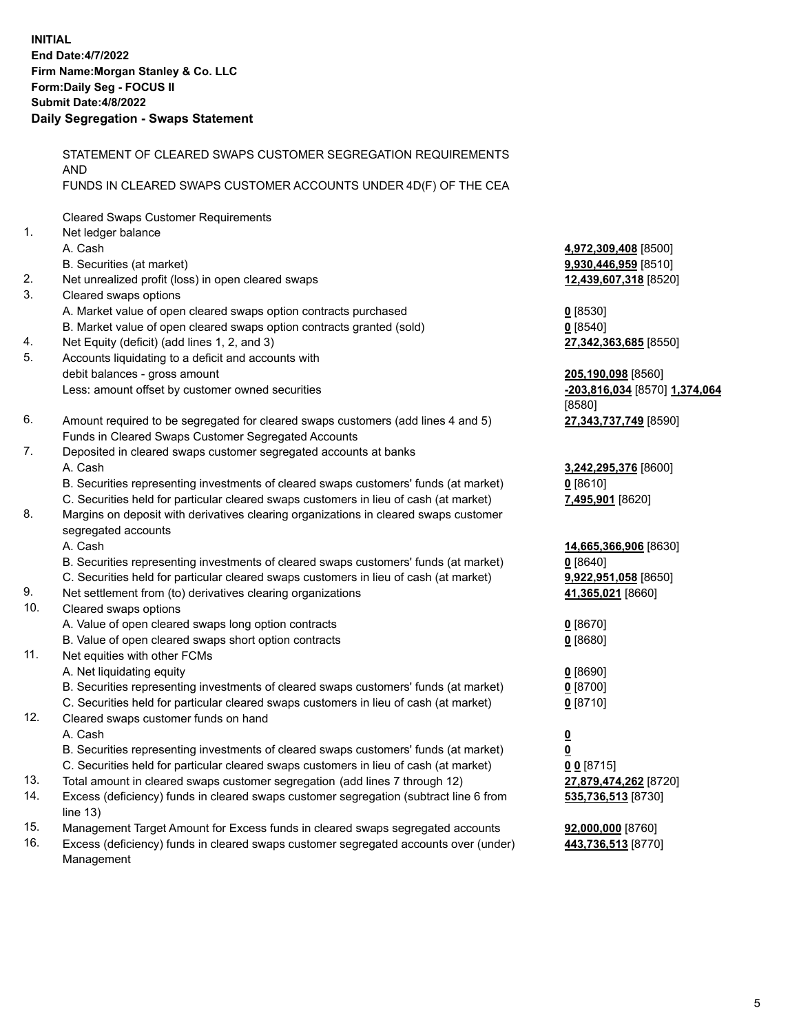**INITIAL**
**End Date:4/7/2022**
**Firm Name:Morgan Stanley & Co. LLC**
**Form:Daily Seg - FOCUS II**
**Submit Date:4/8/2022**
**Daily Segregation - Swaps Statement**

STATEMENT OF CLEARED SWAPS CUSTOMER SEGREGATION REQUIREMENTS AND
FUNDS IN CLEARED SWAPS CUSTOMER ACCOUNTS UNDER 4D(F) OF THE CEA

| | | |
|---|---|---|
| | Cleared Swaps Customer Requirements | |
| 1. | Net ledger balance | |
| | A. Cash | **4,972,309,408** [8500] |
| | B. Securities (at market) | **9,930,446,959** [8510] |
| 2. | Net unrealized profit (loss) in open cleared swaps | **12,439,607,318** [8520] |
| 3. | Cleared swaps options | |
| | A. Market value of open cleared swaps option contracts purchased | **0** [8530] |
| | B. Market value of open cleared swaps option contracts granted (sold) | **0** [8540] |
| 4. | Net Equity (deficit) (add lines 1, 2, and 3) | **27,342,363,685** [8550] |
| 5. | Accounts liquidating to a deficit and accounts with debit balances - gross amount | **205,190,098** [8560] |
| | Less: amount offset by customer owned securities | **-203,816,034** [8570] **1,374,064** [8580] |
| 6. | Amount required to be segregated for cleared swaps customers (add lines 4 and 5) | **27,343,737,749** [8590] |
| | Funds in Cleared Swaps Customer Segregated Accounts | |
| 7. | Deposited in cleared swaps customer segregated accounts at banks | |
| | A. Cash | **3,242,295,376** [8600] |
| | B. Securities representing investments of cleared swaps customers' funds (at market) | **0** [8610] |
| | C. Securities held for particular cleared swaps customers in lieu of cash (at market) | **7,495,901** [8620] |
| 8. | Margins on deposit with derivatives clearing organizations in cleared swaps customer segregated accounts | |
| | A. Cash | **14,665,366,906** [8630] |
| | B. Securities representing investments of cleared swaps customers' funds (at market) | **0** [8640] |
| | C. Securities held for particular cleared swaps customers in lieu of cash (at market) | **9,922,951,058** [8650] |
| 9. | Net settlement from (to) derivatives clearing organizations | **41,365,021** [8660] |
| 10. | Cleared swaps options | |
| | A. Value of open cleared swaps long option contracts | **0** [8670] |
| | B. Value of open cleared swaps short option contracts | **0** [8680] |
| 11. | Net equities with other FCMs | |
| | A. Net liquidating equity | **0** [8690] |
| | B. Securities representing investments of cleared swaps customers' funds (at market) | **0** [8700] |
| | C. Securities held for particular cleared swaps customers in lieu of cash (at market) | **0** [8710] |
| 12. | Cleared swaps customer funds on hand | |
| | A. Cash | **0** |
| | B. Securities representing investments of cleared swaps customers' funds (at market) | **0** |
| | C. Securities held for particular cleared swaps customers in lieu of cash (at market) | **0** **0** [8715] |
| 13. | Total amount in cleared swaps customer segregation (add lines 7 through 12) | **27,879,474,262** [8720] |
| 14. | Excess (deficiency) funds in cleared swaps customer segregation (subtract line 6 from line 13) | **535,736,513** [8730] |
| 15. | Management Target Amount for Excess funds in cleared swaps segregated accounts | **92,000,000** [8760] |
| 16. | Excess (deficiency) funds in cleared swaps customer segregated accounts over (under) Management | **443,736,513** [8770] |